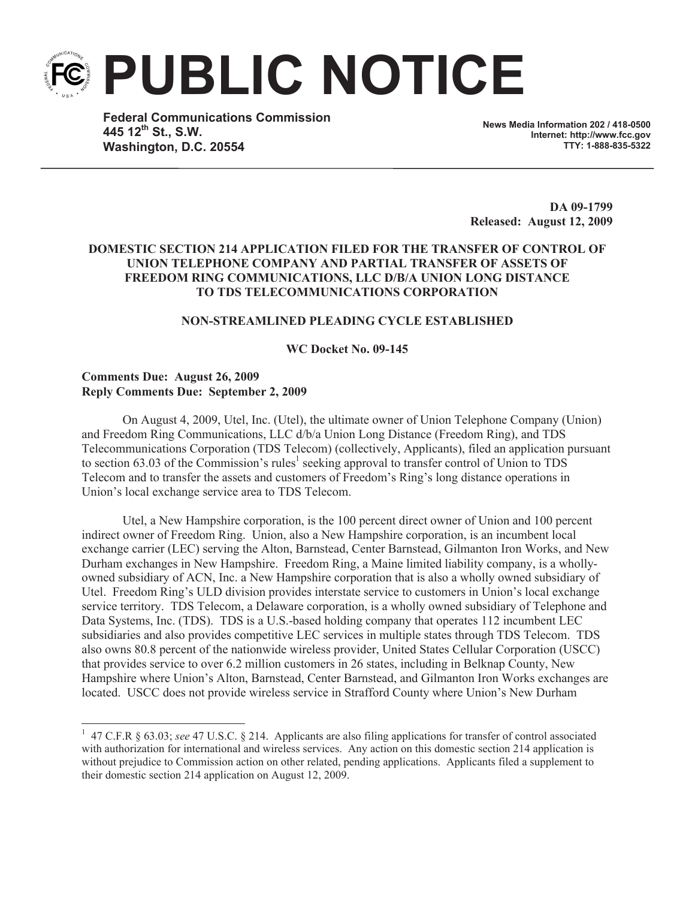# PUBLIC NOTICE

**Federal Communications Commission**
**445 12th St., S.W.**
**Washington, D.C. 20554**

**News Media Information 202 / 418-0500**
**Internet: http://www.fcc.gov**
**TTY: 1-888-835-5322**

**DA 09-1799**
**Released: August 12, 2009**

**DOMESTIC SECTION 214 APPLICATION FILED FOR THE TRANSFER OF CONTROL OF UNION TELEPHONE COMPANY AND PARTIAL TRANSFER OF ASSETS OF FREEDOM RING COMMUNICATIONS, LLC D/B/A UNION LONG DISTANCE TO TDS TELECOMMUNICATIONS CORPORATION**

**NON-STREAMLINED PLEADING CYCLE ESTABLISHED**

**WC Docket No. 09-145**

**Comments Due: August 26, 2009**
**Reply Comments Due: September 2, 2009**

On August 4, 2009, Utel, Inc. (Utel), the ultimate owner of Union Telephone Company (Union) and Freedom Ring Communications, LLC d/b/a Union Long Distance (Freedom Ring), and TDS Telecommunications Corporation (TDS Telecom) (collectively, Applicants), filed an application pursuant to section 63.03 of the Commission's rules[1] seeking approval to transfer control of Union to TDS Telecom and to transfer the assets and customers of Freedom's Ring's long distance operations in Union's local exchange service area to TDS Telecom.

Utel, a New Hampshire corporation, is the 100 percent direct owner of Union and 100 percent indirect owner of Freedom Ring. Union, also a New Hampshire corporation, is an incumbent local exchange carrier (LEC) serving the Alton, Barnstead, Center Barnstead, Gilmanton Iron Works, and New Durham exchanges in New Hampshire. Freedom Ring, a Maine limited liability company, is a wholly-owned subsidiary of ACN, Inc. a New Hampshire corporation that is also a wholly owned subsidiary of Utel. Freedom Ring's ULD division provides interstate service to customers in Union's local exchange service territory. TDS Telecom, a Delaware corporation, is a wholly owned subsidiary of Telephone and Data Systems, Inc. (TDS). TDS is a U.S.-based holding company that operates 112 incumbent LEC subsidiaries and also provides competitive LEC services in multiple states through TDS Telecom. TDS also owns 80.8 percent of the nationwide wireless provider, United States Cellular Corporation (USCC) that provides service to over 6.2 million customers in 26 states, including in Belknap County, New Hampshire where Union's Alton, Barnstead, Center Barnstead, and Gilmanton Iron Works exchanges are located. USCC does not provide wireless service in Strafford County where Union's New Durham

---

[1] 47 C.F.R § 63.03; *see* 47 U.S.C. § 214. Applicants are also filing applications for transfer of control associated with authorization for international and wireless services. Any action on this domestic section 214 application is without prejudice to Commission action on other related, pending applications. Applicants filed a supplement to their domestic section 214 application on August 12, 2009.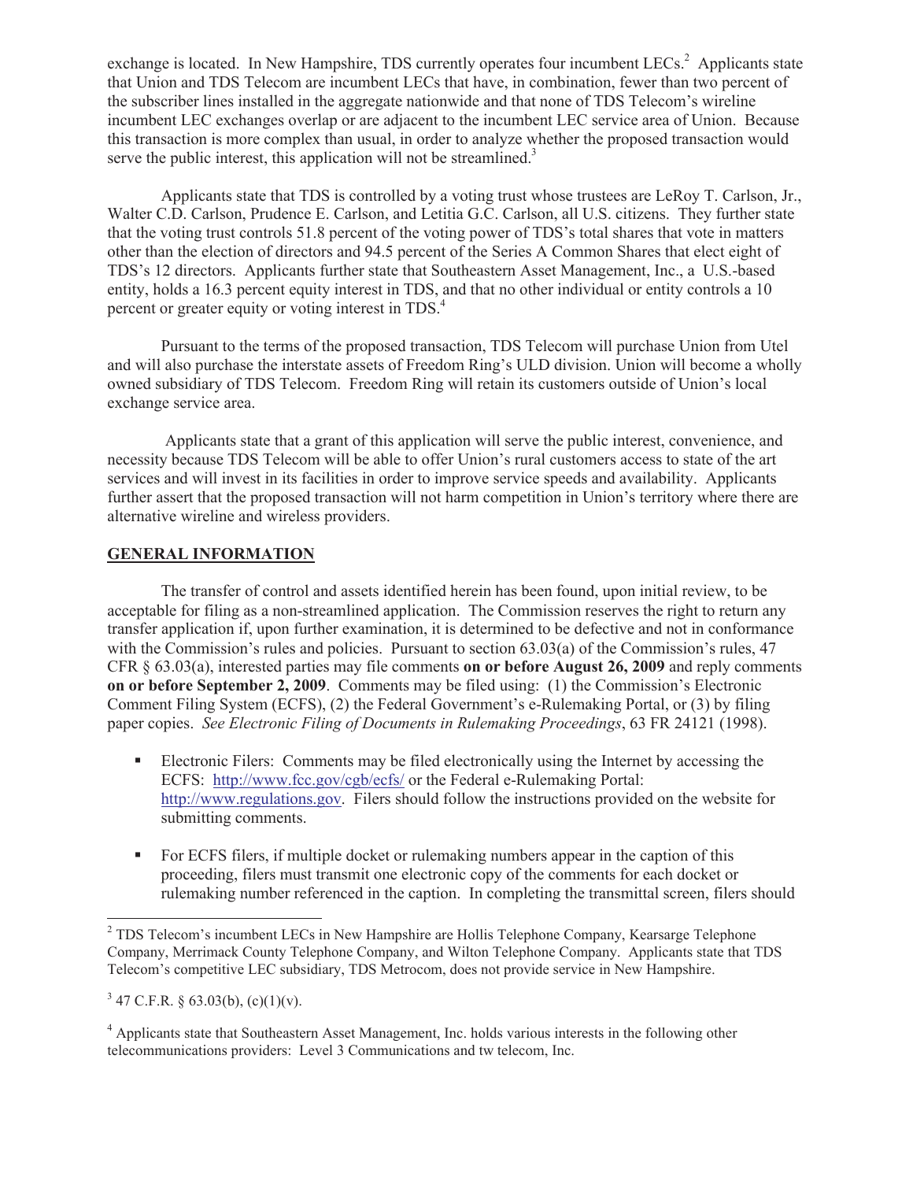exchange is located. In New Hampshire, TDS currently operates four incumbent LECs.[2] Applicants state that Union and TDS Telecom are incumbent LECs that have, in combination, fewer than two percent of the subscriber lines installed in the aggregate nationwide and that none of TDS Telecom's wireline incumbent LEC exchanges overlap or are adjacent to the incumbent LEC service area of Union. Because this transaction is more complex than usual, in order to analyze whether the proposed transaction would serve the public interest, this application will not be streamlined.[3]

Applicants state that TDS is controlled by a voting trust whose trustees are LeRoy T. Carlson, Jr., Walter C.D. Carlson, Prudence E. Carlson, and Letitia G.C. Carlson, all U.S. citizens. They further state that the voting trust controls 51.8 percent of the voting power of TDS's total shares that vote in matters other than the election of directors and 94.5 percent of the Series A Common Shares that elect eight of TDS's 12 directors. Applicants further state that Southeastern Asset Management, Inc., a U.S.-based entity, holds a 16.3 percent equity interest in TDS, and that no other individual or entity controls a 10 percent or greater equity or voting interest in TDS.[4]

Pursuant to the terms of the proposed transaction, TDS Telecom will purchase Union from Utel and will also purchase the interstate assets of Freedom Ring's ULD division. Union will become a wholly owned subsidiary of TDS Telecom. Freedom Ring will retain its customers outside of Union's local exchange service area.

Applicants state that a grant of this application will serve the public interest, convenience, and necessity because TDS Telecom will be able to offer Union's rural customers access to state of the art services and will invest in its facilities in order to improve service speeds and availability. Applicants further assert that the proposed transaction will not harm competition in Union's territory where there are alternative wireline and wireless providers.

## GENERAL INFORMATION

The transfer of control and assets identified herein has been found, upon initial review, to be acceptable for filing as a non-streamlined application. The Commission reserves the right to return any transfer application if, upon further examination, it is determined to be defective and not in conformance with the Commission's rules and policies. Pursuant to section 63.03(a) of the Commission's rules, 47 CFR § 63.03(a), interested parties may file comments **on or before August 26, 2009** and reply comments **on or before September 2, 2009**. Comments may be filed using: (1) the Commission's Electronic Comment Filing System (ECFS), (2) the Federal Government's e-Rulemaking Portal, or (3) by filing paper copies. *See Electronic Filing of Documents in Rulemaking Proceedings*, 63 FR 24121 (1998).

- Electronic Filers: Comments may be filed electronically using the Internet by accessing the ECFS: http://www.fcc.gov/cgb/ecfs/ or the Federal e-Rulemaking Portal: http://www.regulations.gov. Filers should follow the instructions provided on the website for submitting comments.
- For ECFS filers, if multiple docket or rulemaking numbers appear in the caption of this proceeding, filers must transmit one electronic copy of the comments for each docket or rulemaking number referenced in the caption. In completing the transmittal screen, filers should

---

[2] TDS Telecom's incumbent LECs in New Hampshire are Hollis Telephone Company, Kearsarge Telephone Company, Merrimack County Telephone Company, and Wilton Telephone Company. Applicants state that TDS Telecom's competitive LEC subsidiary, TDS Metrocom, does not provide service in New Hampshire.

[3] 47 C.F.R. § 63.03(b), (c)(1)(v).

[4] Applicants state that Southeastern Asset Management, Inc. holds various interests in the following other telecommunications providers: Level 3 Communications and tw telecom, Inc.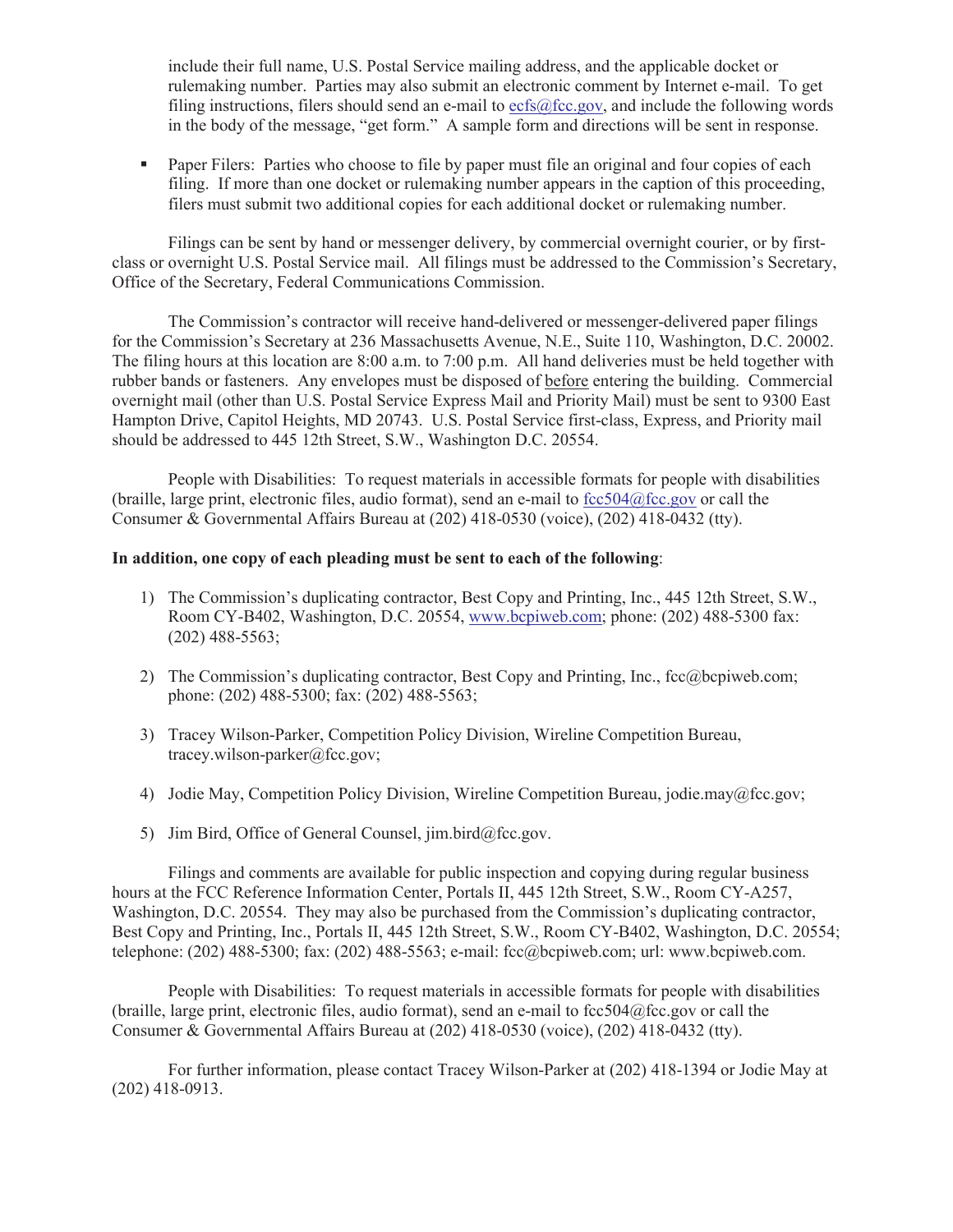include their full name, U.S. Postal Service mailing address, and the applicable docket or rulemaking number. Parties may also submit an electronic comment by Internet e-mail. To get filing instructions, filers should send an e-mail to ecfs@fcc.gov, and include the following words in the body of the message, "get form." A sample form and directions will be sent in response.

- Paper Filers: Parties who choose to file by paper must file an original and four copies of each filing. If more than one docket or rulemaking number appears in the caption of this proceeding, filers must submit two additional copies for each additional docket or rulemaking number.

Filings can be sent by hand or messenger delivery, by commercial overnight courier, or by first-class or overnight U.S. Postal Service mail. All filings must be addressed to the Commission's Secretary, Office of the Secretary, Federal Communications Commission.

The Commission's contractor will receive hand-delivered or messenger-delivered paper filings for the Commission's Secretary at 236 Massachusetts Avenue, N.E., Suite 110, Washington, D.C. 20002. The filing hours at this location are 8:00 a.m. to 7:00 p.m. All hand deliveries must be held together with rubber bands or fasteners. Any envelopes must be disposed of before entering the building. Commercial overnight mail (other than U.S. Postal Service Express Mail and Priority Mail) must be sent to 9300 East Hampton Drive, Capitol Heights, MD 20743. U.S. Postal Service first-class, Express, and Priority mail should be addressed to 445 12th Street, S.W., Washington D.C. 20554.

People with Disabilities: To request materials in accessible formats for people with disabilities (braille, large print, electronic files, audio format), send an e-mail to fcc504@fcc.gov or call the Consumer & Governmental Affairs Bureau at (202) 418-0530 (voice), (202) 418-0432 (tty).

**In addition, one copy of each pleading must be sent to each of the following**:

1) The Commission's duplicating contractor, Best Copy and Printing, Inc., 445 12th Street, S.W., Room CY-B402, Washington, D.C. 20554, www.bcpiweb.com; phone: (202) 488-5300 fax: (202) 488-5563;

2) The Commission's duplicating contractor, Best Copy and Printing, Inc., fcc@bcpiweb.com; phone: (202) 488-5300; fax: (202) 488-5563;

3) Tracey Wilson-Parker, Competition Policy Division, Wireline Competition Bureau, tracey.wilson-parker@fcc.gov;

4) Jodie May, Competition Policy Division, Wireline Competition Bureau, jodie.may@fcc.gov;

5) Jim Bird, Office of General Counsel, jim.bird@fcc.gov.

Filings and comments are available for public inspection and copying during regular business hours at the FCC Reference Information Center, Portals II, 445 12th Street, S.W., Room CY-A257, Washington, D.C. 20554. They may also be purchased from the Commission's duplicating contractor, Best Copy and Printing, Inc., Portals II, 445 12th Street, S.W., Room CY-B402, Washington, D.C. 20554; telephone: (202) 488-5300; fax: (202) 488-5563; e-mail: fcc@bcpiweb.com; url: www.bcpiweb.com.

People with Disabilities: To request materials in accessible formats for people with disabilities (braille, large print, electronic files, audio format), send an e-mail to fcc504@fcc.gov or call the Consumer & Governmental Affairs Bureau at (202) 418-0530 (voice), (202) 418-0432 (tty).

For further information, please contact Tracey Wilson-Parker at (202) 418-1394 or Jodie May at (202) 418-0913.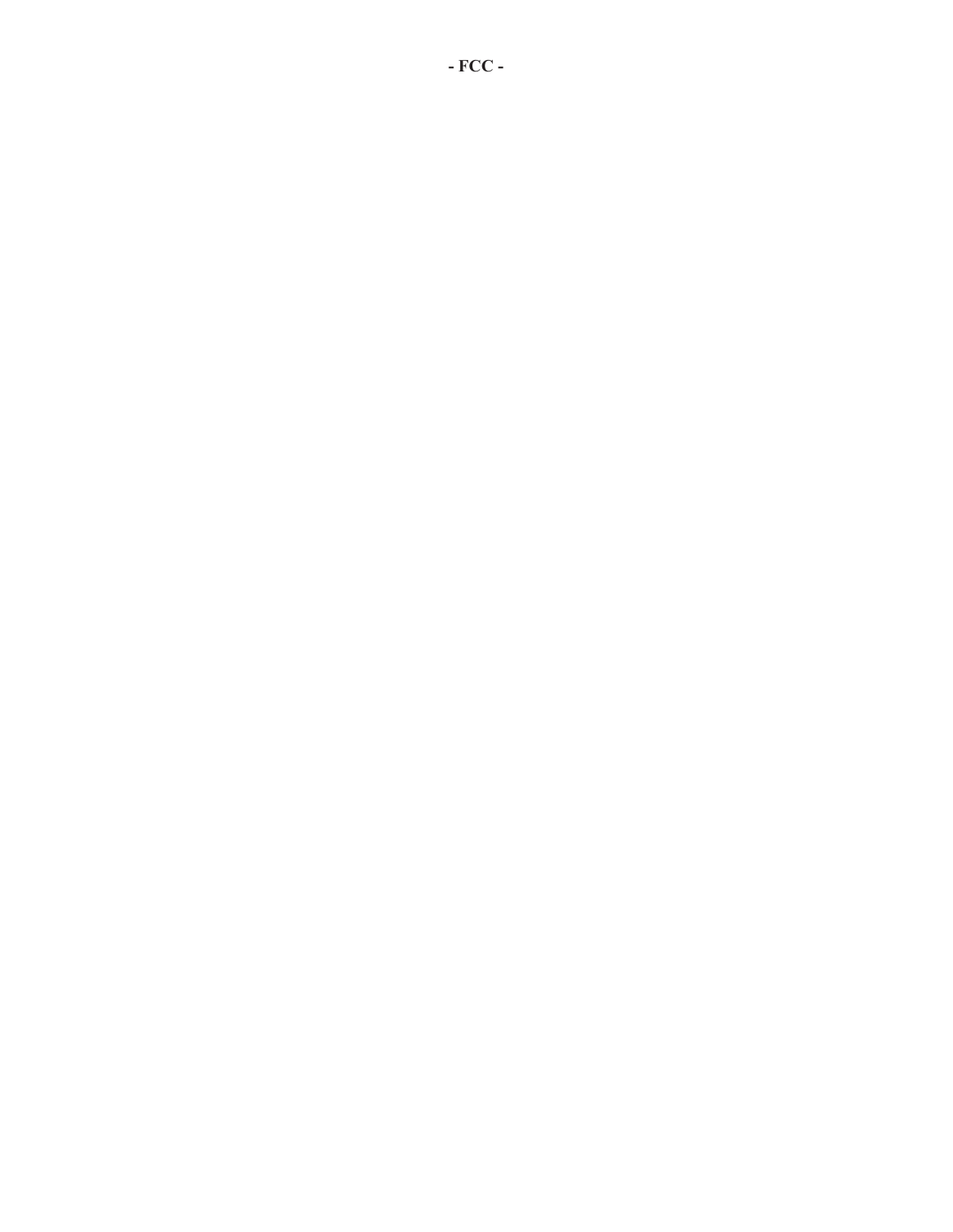**- FCC -**